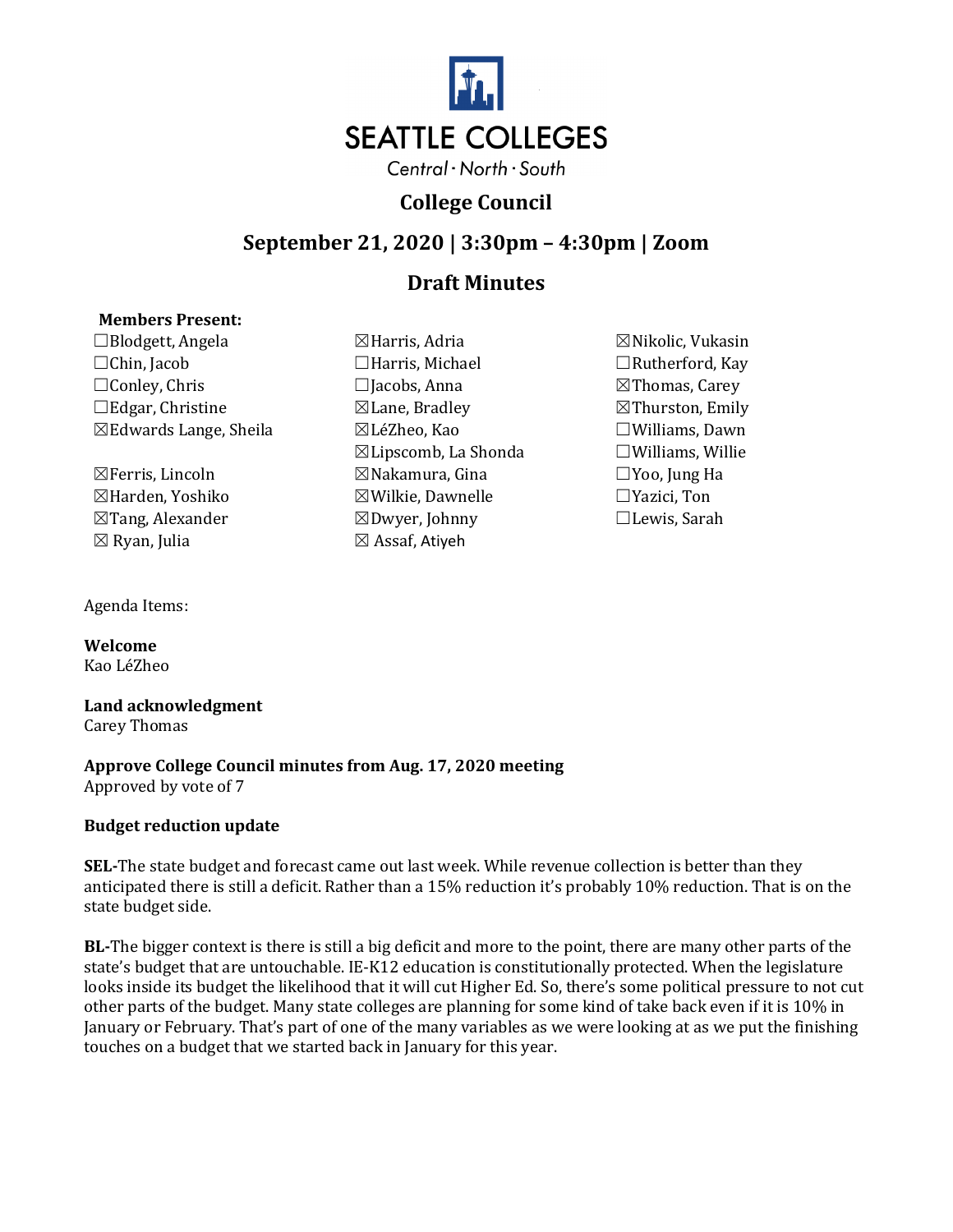# SEATTLE COLLEGES

Central · North · South

## College Council

## September 21, 2020 | 3:30pm – 4:30pm | Zoom

## Draft Minutes

**Members Present:**

| | | |
|---|---|---|
| ☐Blodgett, Angela | ☒Harris, Adria | ☒Nikolic, Vukasin |
| ☐Chin, Jacob | ☐Harris, Michael | ☐Rutherford, Kay |
| ☐Conley, Chris | ☐Jacobs, Anna | ☒Thomas, Carey |
| ☐Edgar, Christine | ☒Lane, Bradley | ☒Thurston, Emily |
| ☒Edwards Lange, Sheila | ☒LéZheo, Kao | ☐Williams, Dawn |
| | ☒Lipscomb, La Shonda | ☐Williams, Willie |
| ☒Ferris, Lincoln | ☒Nakamura, Gina | ☐Yoo, Jung Ha |
| ☒Harden, Yoshiko | ☒Wilkie, Dawnelle | ☐Yazici, Ton |
| ☒Tang, Alexander | ☒Dwyer, Johnny | ☐Lewis, Sarah |
| ☒ Ryan, Julia | ☒ Assaf, Atiyeh | |

Agenda Items:

**Welcome**
Kao LéZheo

**Land acknowledgment**
Carey Thomas

**Approve College Council minutes from Aug. 17, 2020 meeting**
Approved by vote of 7

**Budget reduction update**

**SEL-**The state budget and forecast came out last week. While revenue collection is better than they anticipated there is still a deficit. Rather than a 15% reduction it's probably 10% reduction. That is on the state budget side.

**BL-**The bigger context is there is still a big deficit and more to the point, there are many other parts of the state's budget that are untouchable. IE-K12 education is constitutionally protected. When the legislature looks inside its budget the likelihood that it will cut Higher Ed. So, there's some political pressure to not cut other parts of the budget. Many state colleges are planning for some kind of take back even if it is 10% in January or February. That's part of one of the many variables as we were looking at as we put the finishing touches on a budget that we started back in January for this year.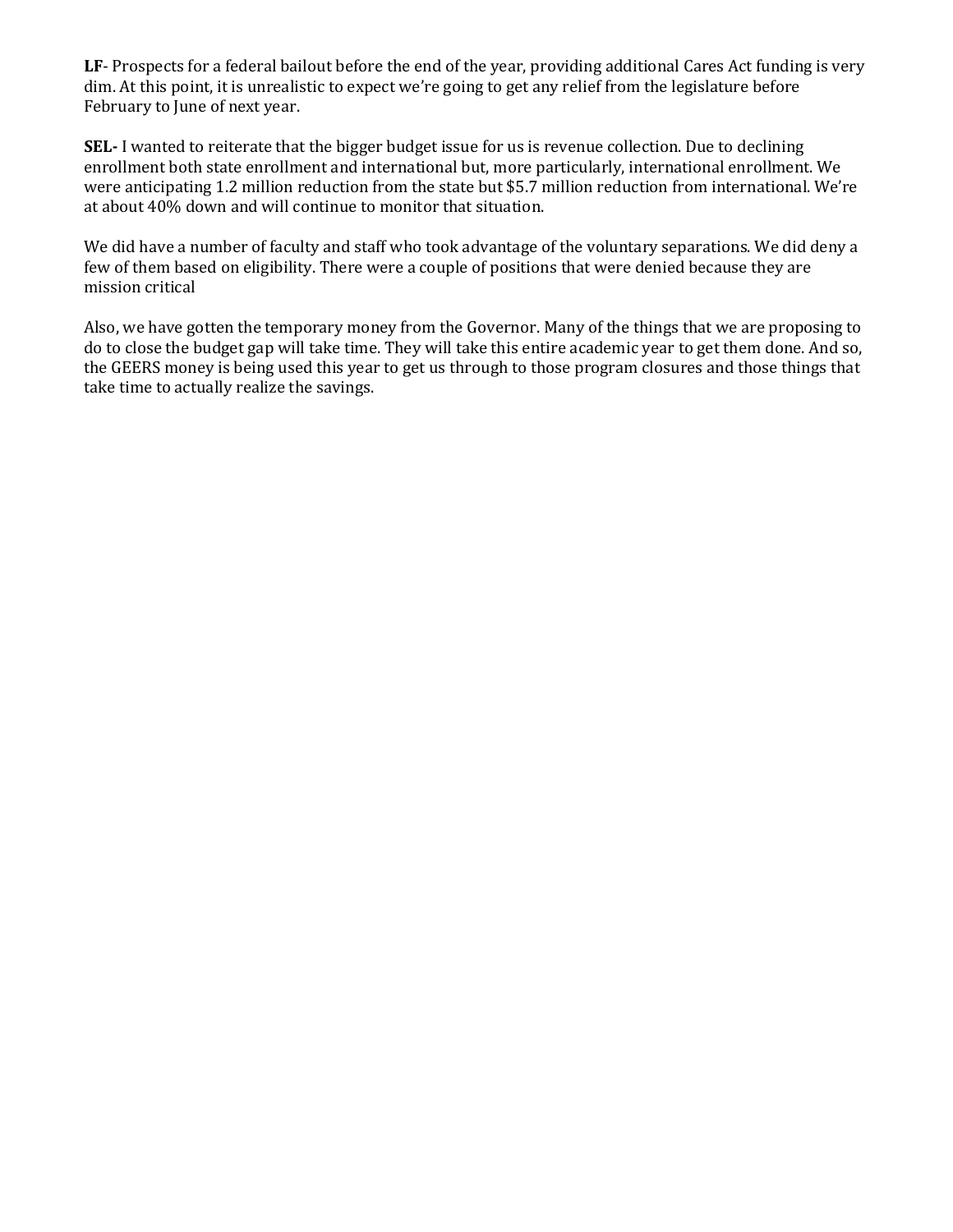**LF**- Prospects for a federal bailout before the end of the year, providing additional Cares Act funding is very dim. At this point, it is unrealistic to expect we're going to get any relief from the legislature before February to June of next year.

**SEL-** I wanted to reiterate that the bigger budget issue for us is revenue collection. Due to declining enrollment both state enrollment and international but, more particularly, international enrollment. We were anticipating 1.2 million reduction from the state but $5.7 million reduction from international. We're at about 40% down and will continue to monitor that situation.

We did have a number of faculty and staff who took advantage of the voluntary separations. We did deny a few of them based on eligibility. There were a couple of positions that were denied because they are mission critical

Also, we have gotten the temporary money from the Governor. Many of the things that we are proposing to do to close the budget gap will take time. They will take this entire academic year to get them done. And so, the GEERS money is being used this year to get us through to those program closures and those things that take time to actually realize the savings.